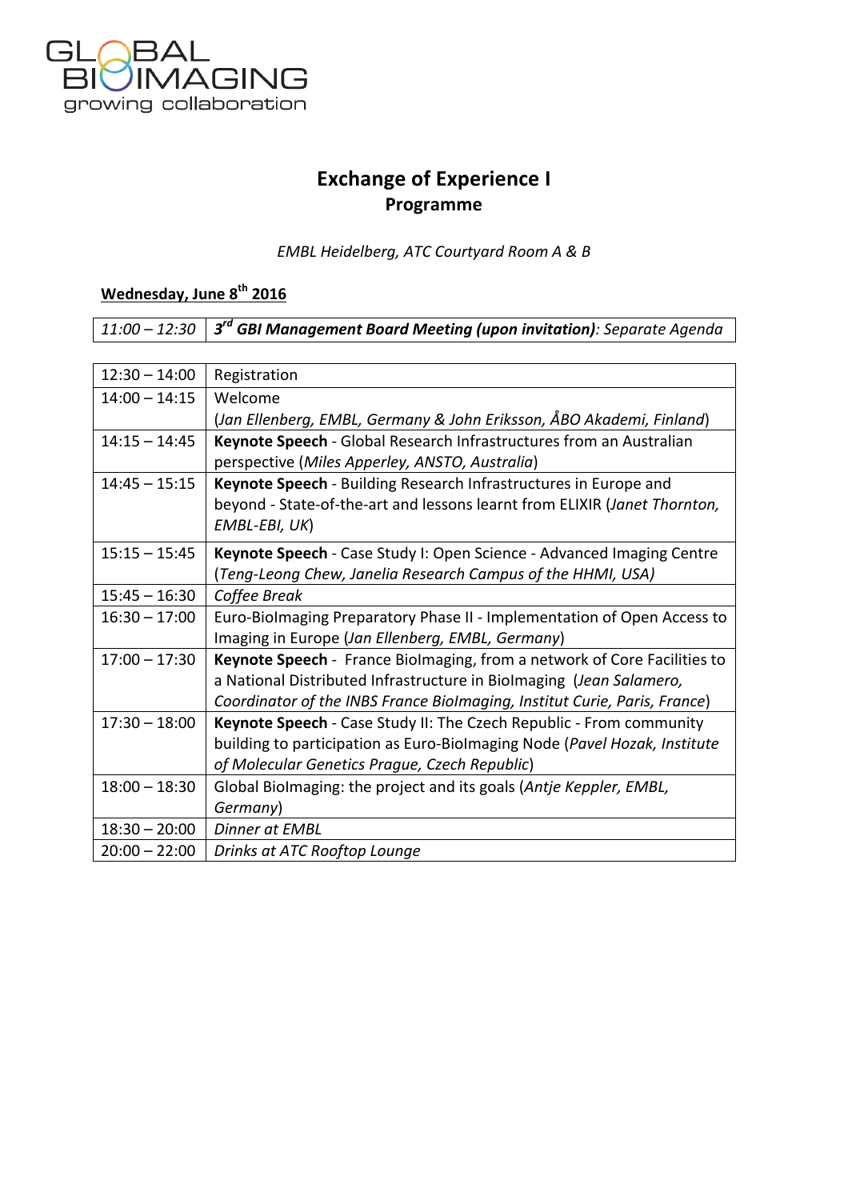GLOBAL BIOIMAGING
growing collaboration

# Exchange of Experience I
## Programme

*EMBL Heidelberg, ATC Courtyard Room A & B*

**Wednesday, June 8th 2016**

| | |
|---|---|
| *11:00 – 12:30* | ***3rd GBI Management Board Meeting (upon invitation)**: Separate Agenda* |

| | |
|---|---|
| 12:30 – 14:00 | Registration |
| 14:00 – 14:15 | Welcome (*Jan Ellenberg, EMBL, Germany & John Eriksson, ÅBO Akademi, Finland*) |
| 14:15 – 14:45 | **Keynote Speech** - Global Research Infrastructures from an Australian perspective (*Miles Apperley, ANSTO, Australia*) |
| 14:45 – 15:15 | **Keynote Speech** - Building Research Infrastructures in Europe and beyond - State-of-the-art and lessons learnt from ELIXIR (*Janet Thornton, EMBL-EBI, UK*) |
| 15:15 – 15:45 | **Keynote Speech** - Case Study I: Open Science - Advanced Imaging Centre (*Teng-Leong Chew, Janelia Research Campus of the HHMI, USA)* |
| 15:45 – 16:30 | *Coffee Break* |
| 16:30 – 17:00 | Euro-BioImaging Preparatory Phase II - Implementation of Open Access to Imaging in Europe (*Jan Ellenberg, EMBL, Germany*) |
| 17:00 – 17:30 | **Keynote Speech** - France BioImaging, from a network of Core Facilities to a National Distributed Infrastructure in BioImaging (*Jean Salamero, Coordinator of the INBS France BioImaging, Institut Curie, Paris, France*) |
| 17:30 – 18:00 | **Keynote Speech** - Case Study II: The Czech Republic - From community building to participation as Euro-BioImaging Node (*Pavel Hozak, Institute of Molecular Genetics Prague, Czech Republic*) |
| 18:00 – 18:30 | Global BioImaging: the project and its goals (*Antje Keppler, EMBL, Germany*) |
| 18:30 – 20:00 | *Dinner at EMBL* |
| 20:00 – 22:00 | *Drinks at ATC Rooftop Lounge* |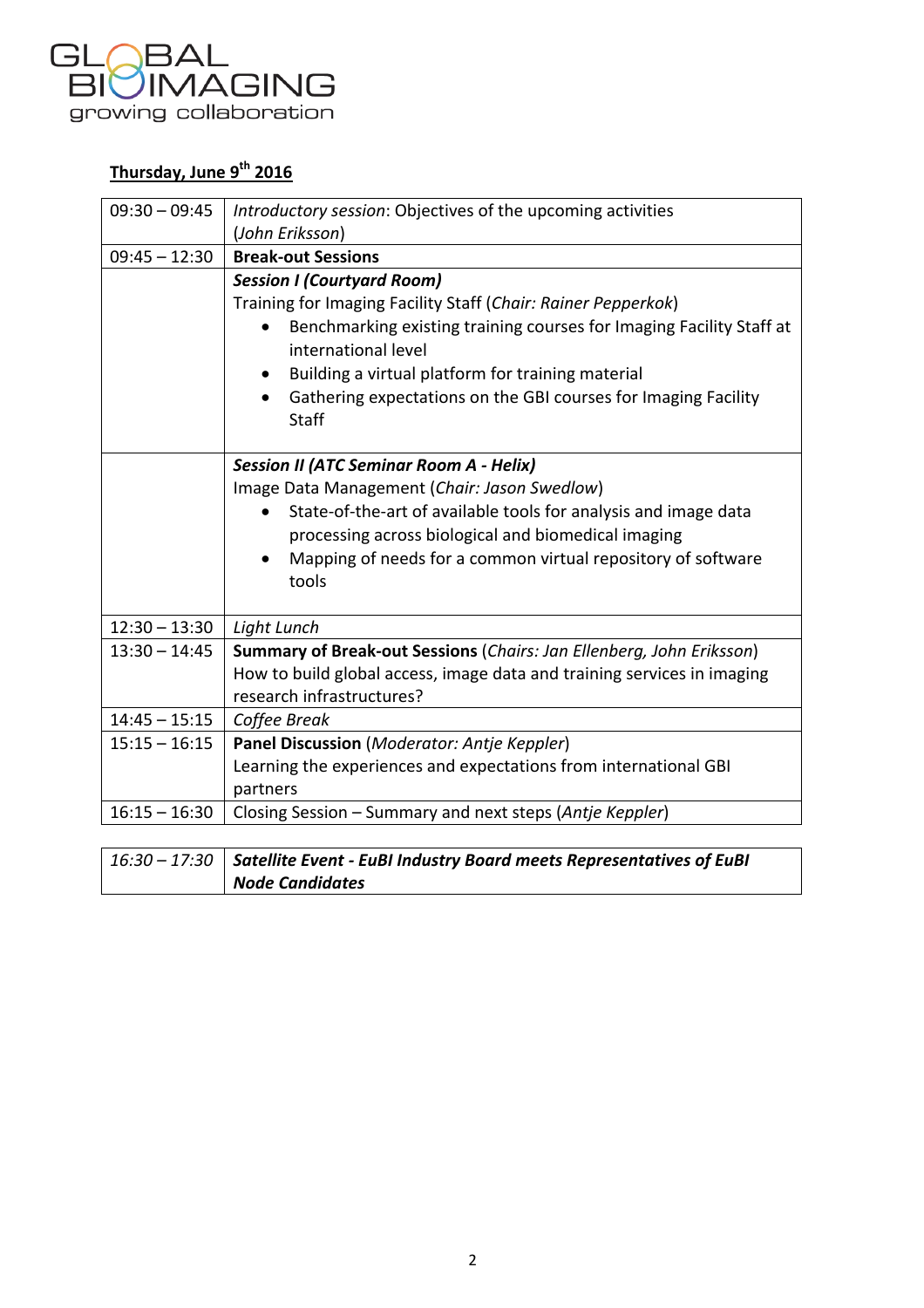**Thursday, June 9th 2016**

| | |
|---|---|
| 09:30 – 09:45 | *Introductory session*: Objectives of the upcoming activities (*John Eriksson*) |
| 09:45 – 12:30 | **Break-out Sessions** |
| | ***Session I (Courtyard Room)*** <br> Training for Imaging Facility Staff (*Chair: Rainer Pepperkok*) <br> • Benchmarking existing training courses for Imaging Facility Staff at international level <br> • Building a virtual platform for training material <br> • Gathering expectations on the GBI courses for Imaging Facility Staff |
| | ***Session II (ATC Seminar Room A - Helix)*** <br> Image Data Management (*Chair: Jason Swedlow*) <br> • State-of-the-art of available tools for analysis and image data processing across biological and biomedical imaging <br> • Mapping of needs for a common virtual repository of software tools |
| 12:30 – 13:30 | *Light Lunch* |
| 13:30 – 14:45 | **Summary of Break-out Sessions** (*Chairs: Jan Ellenberg, John Eriksson*) <br> How to build global access, image data and training services in imaging research infrastructures? |
| 14:45 – 15:15 | *Coffee Break* |
| 15:15 – 16:15 | **Panel Discussion** (*Moderator: Antje Keppler*) <br> Learning the experiences and expectations from international GBI partners |
| 16:15 – 16:30 | Closing Session – Summary and next steps (*Antje Keppler*) |

| | |
|---|---|
| *16:30 – 17:30* | ***Satellite Event - EuBI Industry Board meets Representatives of EuBI Node Candidates*** |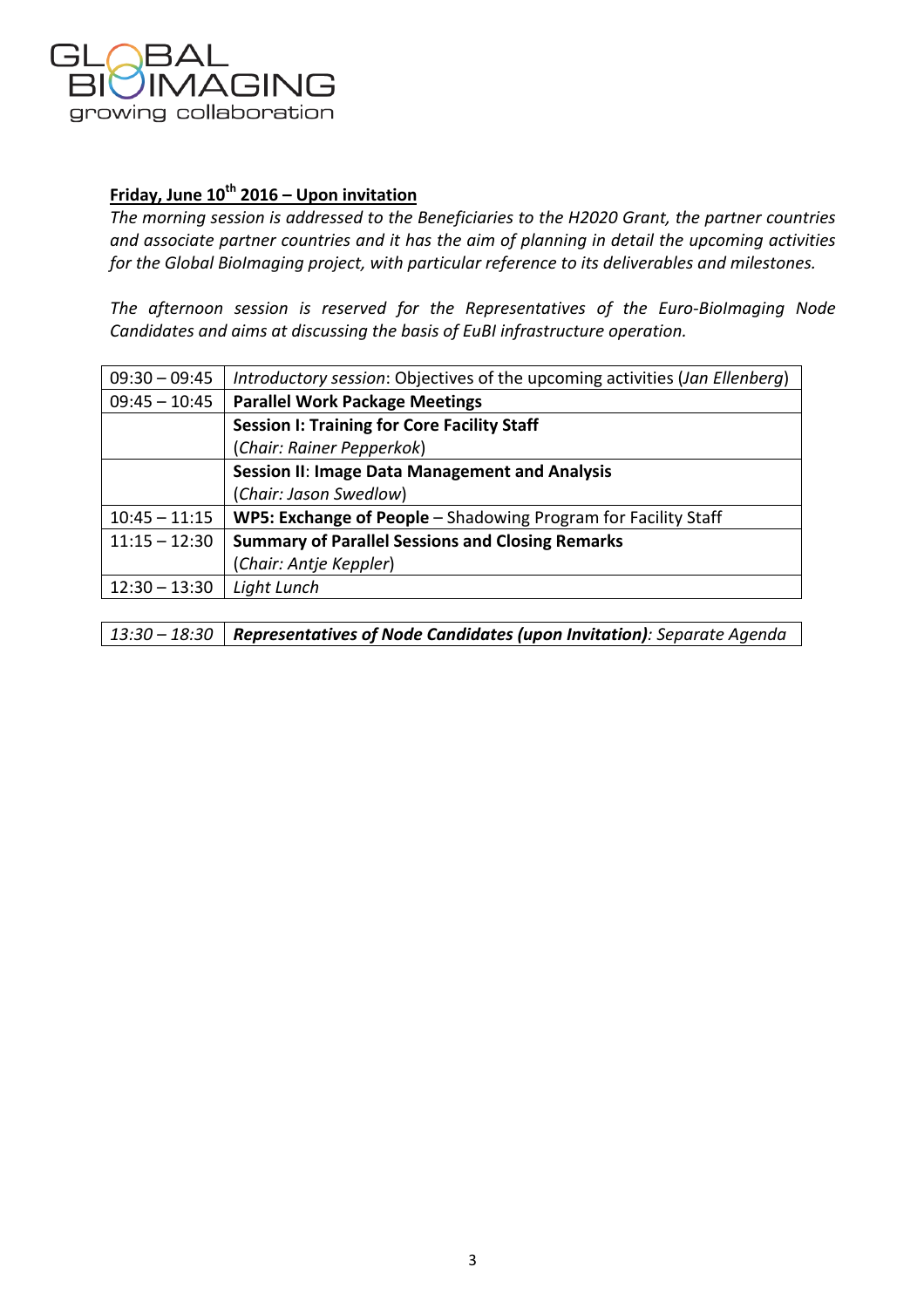**Friday, June 10th 2016 – Upon invitation**

*The morning session is addressed to the Beneficiaries to the H2020 Grant, the partner countries and associate partner countries and it has the aim of planning in detail the upcoming activities for the Global BioImaging project, with particular reference to its deliverables and milestones.*

*The afternoon session is reserved for the Representatives of the Euro-BioImaging Node Candidates and aims at discussing the basis of EuBI infrastructure operation.*

| | |
|---|---|
| 09:30 – 09:45 | *Introductory session*: Objectives of the upcoming activities (*Jan Ellenberg*) |
| 09:45 – 10:45 | **Parallel Work Package Meetings** |
| | **Session I: Training for Core Facility Staff** (*Chair: Rainer Pepperkok*) |
| | **Session II**: **Image Data Management and Analysis** (*Chair: Jason Swedlow*) |
| 10:45 – 11:15 | **WP5: Exchange of People** – Shadowing Program for Facility Staff |
| 11:15 – 12:30 | **Summary of Parallel Sessions and Closing Remarks** (*Chair: Antje Keppler*) |
| 12:30 – 13:30 | *Light Lunch* |

| | |
|---|---|
| *13:30 – 18:30* | ***Representatives of Node Candidates (upon Invitation)**: Separate Agenda* |